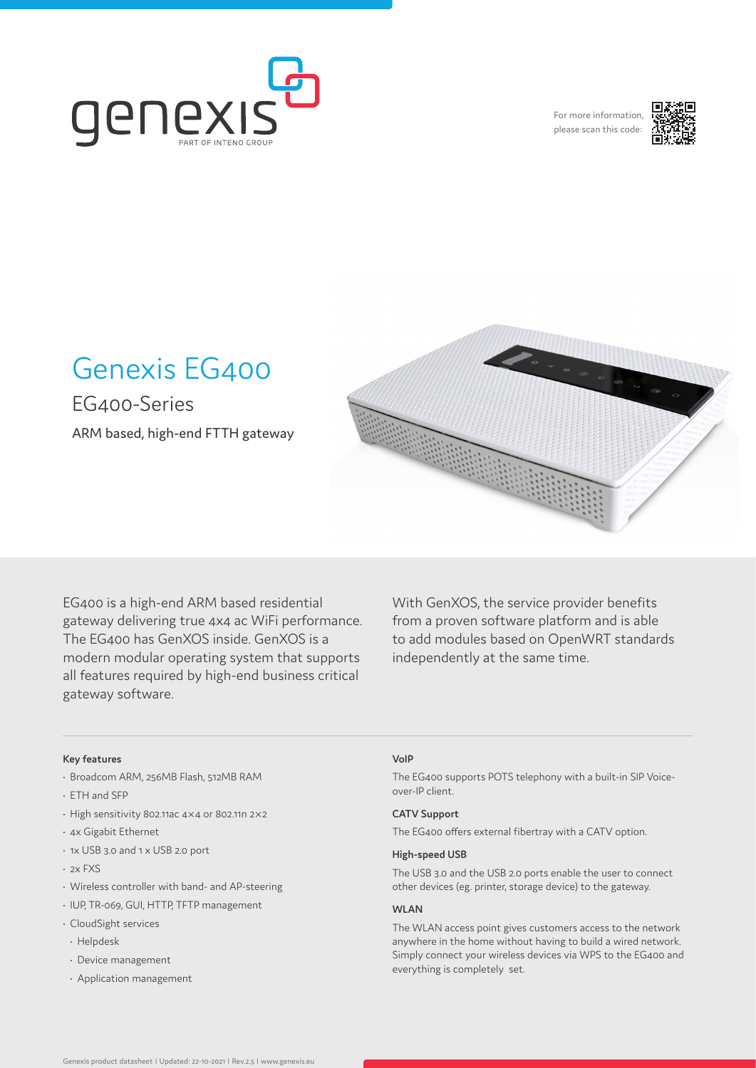For more information, please scan this code:

# Genexis EG400

## EG400-Series

ARM based, high-end FTTH gateway

EG400 is a high-end ARM based residential gateway delivering true 4x4 ac WiFi performance. The EG400 has GenXOS inside. GenXOS is a modern modular operating system that supports all features required by high-end business critical gateway software.

With GenXOS, the service provider benefits from a proven software platform and is able to add modules based on OpenWRT standards independently at the same time.

**Key features**

- Broadcom ARM, 256MB Flash, 512MB RAM
- ETH and SFP
- High sensitivity 802.11ac 4×4 or 802.11n 2×2
- 4x Gigabit Ethernet
- 1x USB 3.0 and 1 x USB 2.0 port
- 2x FXS
- Wireless controller with band- and AP-steering
- IUP, TR-069, GUI, HTTP, TFTP management
- CloudSight services
  - Helpdesk
  - Device management
  - Application management

**VoIP**

The EG400 supports POTS telephony with a built-in SIP Voice-over-IP client.

**CATV Support**

The EG400 offers external fibertray with a CATV option.

**High-speed USB**

The USB 3.0 and the USB 2.0 ports enable the user to connect other devices (eg. printer, storage device) to the gateway.

**WLAN**

The WLAN access point gives customers access to the network anywhere in the home without having to build a wired network. Simply connect your wireless devices via WPS to the EG400 and everything is completely set.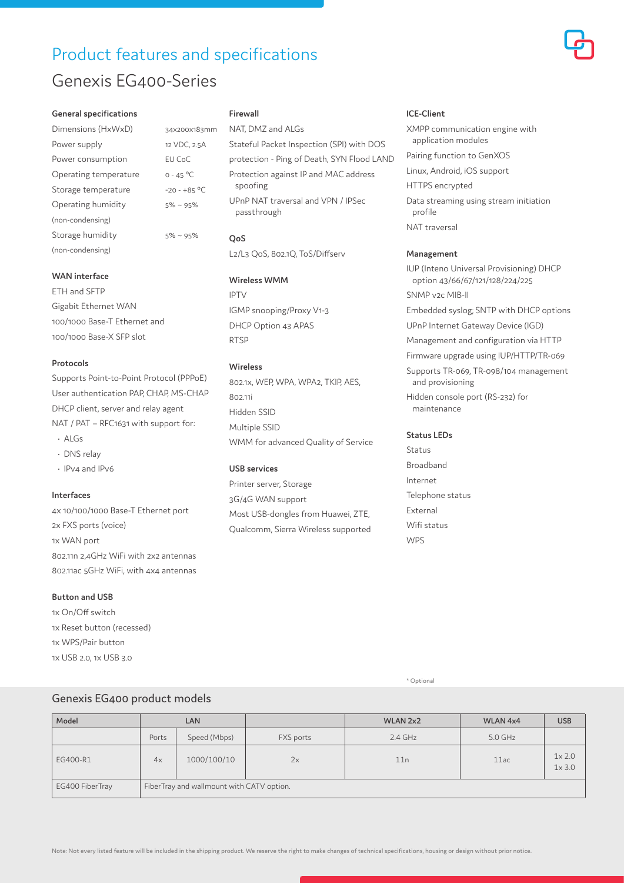# Product features and specifications

## Genexis EG400-Series

### General specifications

| | |
|---|---|
| Dimensions (HxWxD) | 34x200x183mm |
| Power supply | 12 VDC, 2.5A |
| Power consumption | EU CoC |
| Operating temperature | 0 - 45 °C |
| Storage temperature | -20 - +85 °C |
| Operating humidity (non-condensing) | 5% – 95% |
| Storage humidity (non-condensing) | 5% – 95% |

### WAN interface

ETH and SFTP
Gigabit Ethernet WAN
100/1000 Base-T Ethernet and
100/1000 Base-X SFP slot

### Protocols

Supports Point-to-Point Protocol (PPPoE)
User authentication PAP, CHAP, MS-CHAP
DHCP client, server and relay agent
NAT / PAT – RFC1631 with support for:

- ALGs
- DNS relay
- IPv4 and IPv6

### Interfaces

4x 10/100/1000 Base-T Ethernet port
2x FXS ports (voice)
1x WAN port
802.11n 2,4GHz WiFi with 2x2 antennas
802.11ac 5GHz WiFi, with 4x4 antennas

### Button and USB

1x On/Off switch
1x Reset button (recessed)
1x WPS/Pair button
1x USB 2.0, 1x USB 3.0

### Firewall

NAT, DMZ and ALGs
Stateful Packet Inspection (SPI) with DOS protection - Ping of Death, SYN Flood LAND
Protection against IP and MAC address spoofing
UPnP NAT traversal and VPN / IPSec passthrough

### QoS

L2/L3 QoS, 802.1Q, ToS/Diffserv

### Wireless WMM

IPTV
IGMP snooping/Proxy V1-3
DHCP Option 43 APAS
RTSP

### Wireless

802.1x, WEP, WPA, WPA2, TKIP, AES, 802.11i
Hidden SSID
Multiple SSID
WMM for advanced Quality of Service

### USB services

Printer server, Storage
3G/4G WAN support
Most USB-dongles from Huawei, ZTE, Qualcomm, Sierra Wireless supported

### ICE-Client

XMPP communication engine with application modules
Pairing function to GenXOS
Linux, Android, iOS support
HTTPS encrypted
Data streaming using stream initiation profile
NAT traversal

### Management

IUP (Inteno Universal Provisioning) DHCP option 43/66/67/121/128/224/225
SNMP v2c MIB-II
Embedded syslog; SNTP with DHCP options
UPnP Internet Gateway Device (IGD)
Management and configuration via HTTP
Firmware upgrade using IUP/HTTP/TR-069
Supports TR-069, TR-098/104 management and provisioning
Hidden console port (RS-232) for maintenance

### Status LEDs

Status
Broadband
Internet
Telephone status
External
Wifi status
WPS

* Optional

## Genexis EG400 product models

| Model | LAN | | | WLAN 2x2 | WLAN 4x4 | USB |
|---|---|---|---|---|---|---|
| | Ports | Speed (Mbps) | FXS ports | 2.4 GHz | 5.0 GHz | |
| EG400-R1 | 4x | 1000/100/10 | 2x | 11n | 11ac | 1x 2.0<br>1x 3.0 |
| EG400 FiberTray | FiberTray and wallmount with CATV option. | | | | | |

Note: Not every listed feature will be included in the shipping product. We reserve the right to make changes of technical specifications, housing or design without prior notice.